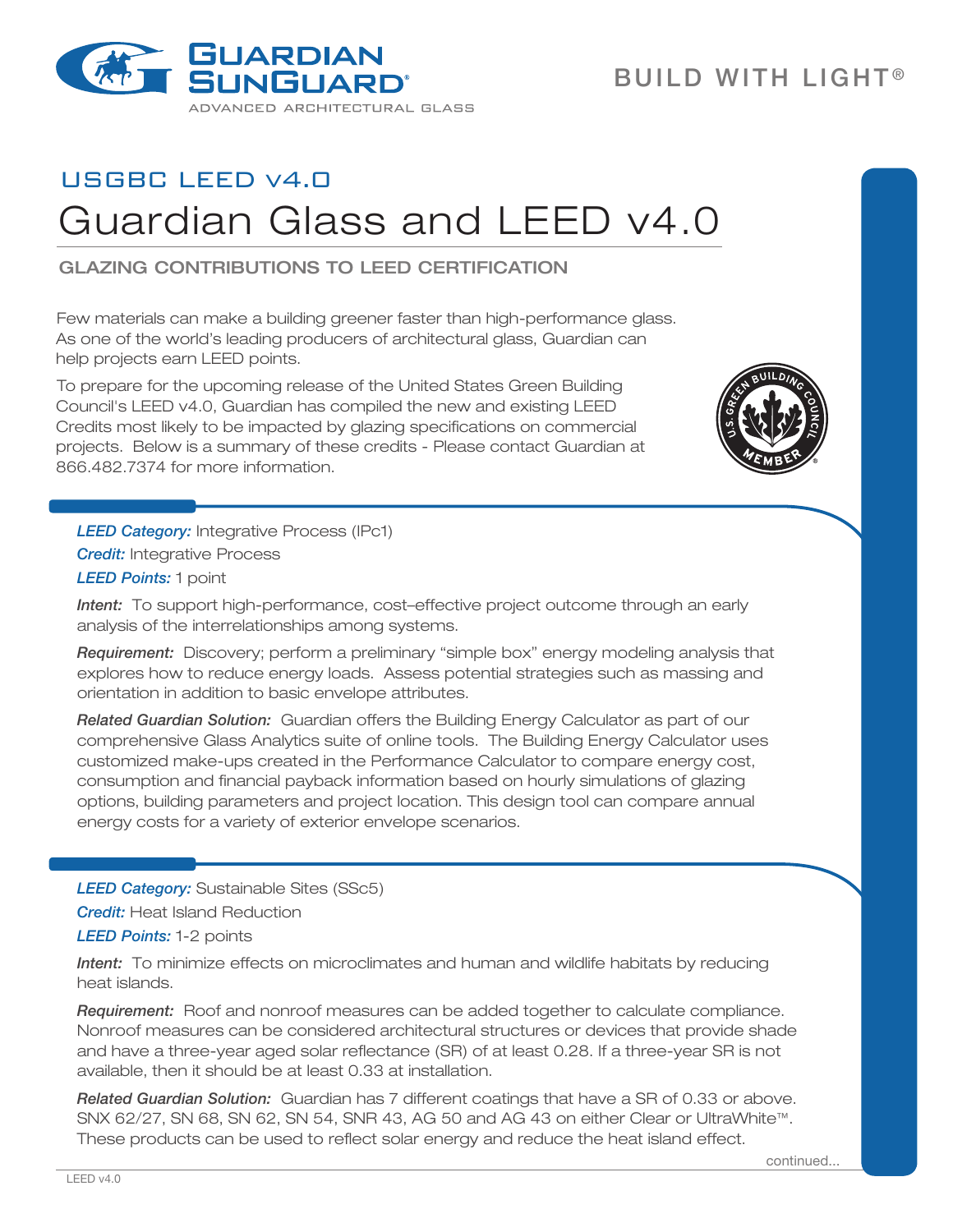BUILD WITH LIGHT®

USGBC LEED v4.0

# Guardian Glass and LEED v4.0

## GLAZING CONTRIBUTIONS TO LEED CERTIFICATION

Few materials can make a building greener faster than high-performance glass. As one of the world's leading producers of architectural glass, Guardian can help projects earn LEED points.

To prepare for the upcoming release of the United States Green Building Council's LEED v4.0, Guardian has compiled the new and existing LEED Credits most likely to be impacted by glazing specifications on commercial projects. Below is a summary of these credits - Please contact Guardian at 866.482.7374 for more information.

---

***LEED Category:*** Integrative Process (IPc1)

***Credit:*** Integrative Process

***LEED Points:*** 1 point

***Intent:*** To support high-performance, cost–effective project outcome through an early analysis of the interrelationships among systems.

***Requirement:*** Discovery; perform a preliminary "simple box" energy modeling analysis that explores how to reduce energy loads. Assess potential strategies such as massing and orientation in addition to basic envelope attributes.

***Related Guardian Solution:*** Guardian offers the Building Energy Calculator as part of our comprehensive Glass Analytics suite of online tools. The Building Energy Calculator uses customized make-ups created in the Performance Calculator to compare energy cost, consumption and financial payback information based on hourly simulations of glazing options, building parameters and project location. This design tool can compare annual energy costs for a variety of exterior envelope scenarios.

---

***LEED Category:*** Sustainable Sites (SSc5)

***Credit:*** Heat Island Reduction

***LEED Points:*** 1-2 points

***Intent:*** To minimize effects on microclimates and human and wildlife habitats by reducing heat islands.

***Requirement:*** Roof and nonroof measures can be added together to calculate compliance. Nonroof measures can be considered architectural structures or devices that provide shade and have a three-year aged solar reflectance (SR) of at least 0.28. If a three-year SR is not available, then it should be at least 0.33 at installation.

***Related Guardian Solution:*** Guardian has 7 different coatings that have a SR of 0.33 or above. SNX 62/27, SN 68, SN 62, SN 54, SNR 43, AG 50 and AG 43 on either Clear or UltraWhite™. These products can be used to reflect solar energy and reduce the heat island effect.

continued...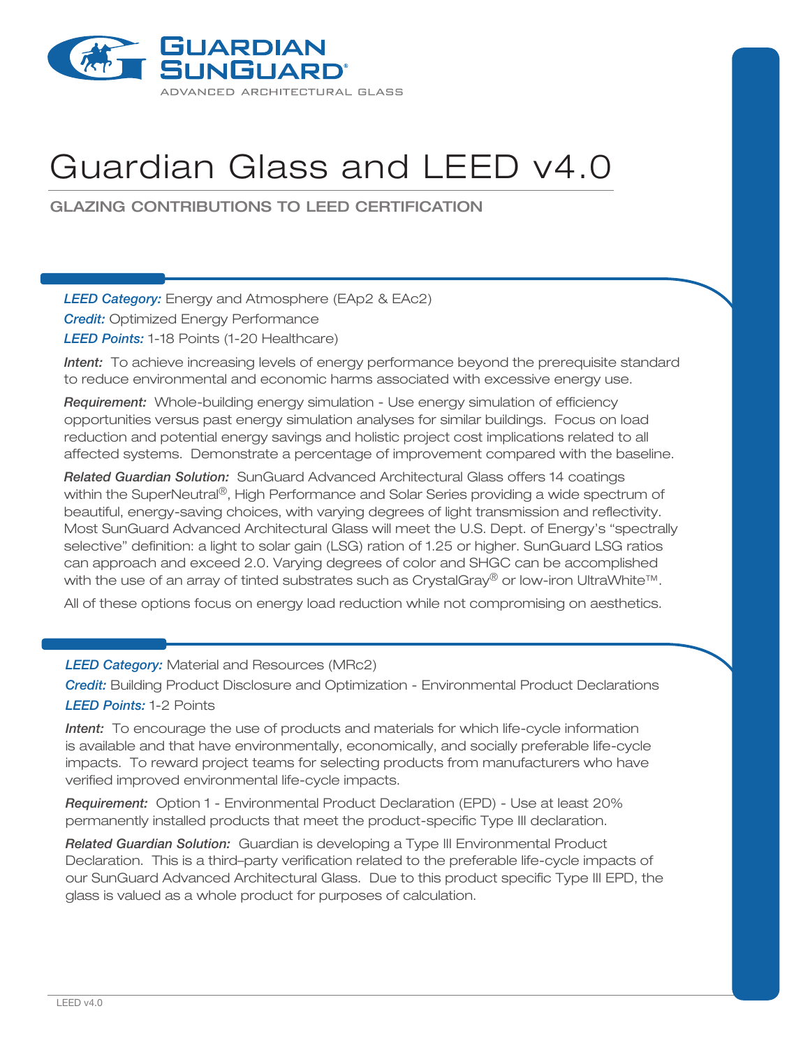GUARDIAN SUNGUARD®
ADVANCED ARCHITECTURAL GLASS

# Guardian Glass and LEED v4.0

## GLAZING CONTRIBUTIONS TO LEED CERTIFICATION

***LEED Category:*** Energy and Atmosphere (EAp2 & EAc2)

***Credit:*** Optimized Energy Performance

***LEED Points:*** 1-18 Points (1-20 Healthcare)

***Intent:*** To achieve increasing levels of energy performance beyond the prerequisite standard to reduce environmental and economic harms associated with excessive energy use.

***Requirement:*** Whole-building energy simulation - Use energy simulation of efficiency opportunities versus past energy simulation analyses for similar buildings. Focus on load reduction and potential energy savings and holistic project cost implications related to all affected systems. Demonstrate a percentage of improvement compared with the baseline.

***Related Guardian Solution:*** SunGuard Advanced Architectural Glass offers 14 coatings within the SuperNeutral®, High Performance and Solar Series providing a wide spectrum of beautiful, energy-saving choices, with varying degrees of light transmission and reflectivity. Most SunGuard Advanced Architectural Glass will meet the U.S. Dept. of Energy's "spectrally selective" definition: a light to solar gain (LSG) ration of 1.25 or higher. SunGuard LSG ratios can approach and exceed 2.0. Varying degrees of color and SHGC can be accomplished with the use of an array of tinted substrates such as CrystalGray® or low-iron UltraWhite™.

All of these options focus on energy load reduction while not compromising on aesthetics.

***LEED Category:*** Material and Resources (MRc2)

***Credit:*** Building Product Disclosure and Optimization - Environmental Product Declarations

***LEED Points:*** 1-2 Points

***Intent:*** To encourage the use of products and materials for which life-cycle information is available and that have environmentally, economically, and socially preferable life-cycle impacts. To reward project teams for selecting products from manufacturers who have verified improved environmental life-cycle impacts.

***Requirement:*** Option 1 - Environmental Product Declaration (EPD) - Use at least 20% permanently installed products that meet the product-specific Type III declaration.

***Related Guardian Solution:*** Guardian is developing a Type III Environmental Product Declaration. This is a third–party verification related to the preferable life-cycle impacts of our SunGuard Advanced Architectural Glass. Due to this product specific Type III EPD, the glass is valued as a whole product for purposes of calculation.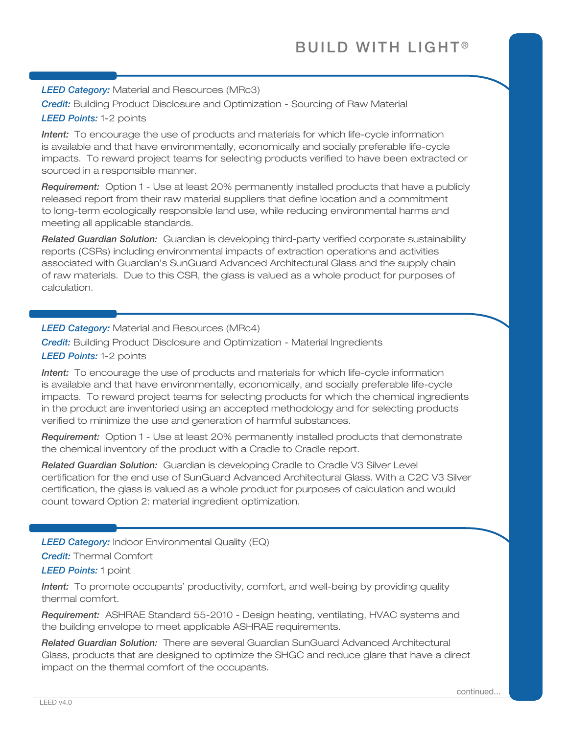***LEED Category:*** Material and Resources (MRc3)

***Credit:*** Building Product Disclosure and Optimization - Sourcing of Raw Material

***LEED Points:*** 1-2 points

***Intent:*** To encourage the use of products and materials for which life-cycle information is available and that have environmentally, economically and socially preferable life-cycle impacts. To reward project teams for selecting products verified to have been extracted or sourced in a responsible manner.

***Requirement:*** Option 1 - Use at least 20% permanently installed products that have a publicly released report from their raw material suppliers that define location and a commitment to long-term ecologically responsible land use, while reducing environmental harms and meeting all applicable standards.

***Related Guardian Solution:*** Guardian is developing third-party verified corporate sustainability reports (CSRs) including environmental impacts of extraction operations and activities associated with Guardian's SunGuard Advanced Architectural Glass and the supply chain of raw materials. Due to this CSR, the glass is valued as a whole product for purposes of calculation.

***LEED Category:*** Material and Resources (MRc4)

***Credit:*** Building Product Disclosure and Optimization - Material Ingredients

***LEED Points:*** 1-2 points

***Intent:*** To encourage the use of products and materials for which life-cycle information is available and that have environmentally, economically, and socially preferable life-cycle impacts. To reward project teams for selecting products for which the chemical ingredients in the product are inventoried using an accepted methodology and for selecting products verified to minimize the use and generation of harmful substances.

***Requirement:*** Option 1 - Use at least 20% permanently installed products that demonstrate the chemical inventory of the product with a Cradle to Cradle report.

***Related Guardian Solution:*** Guardian is developing Cradle to Cradle V3 Silver Level certification for the end use of SunGuard Advanced Architectural Glass. With a C2C V3 Silver certification, the glass is valued as a whole product for purposes of calculation and would count toward Option 2: material ingredient optimization.

***LEED Category:*** Indoor Environmental Quality (EQ)

***Credit:*** Thermal Comfort

***LEED Points:*** 1 point

***Intent:*** To promote occupants' productivity, comfort, and well-being by providing quality thermal comfort.

***Requirement:*** ASHRAE Standard 55-2010 - Design heating, ventilating, HVAC systems and the building envelope to meet applicable ASHRAE requirements.

***Related Guardian Solution:*** There are several Guardian SunGuard Advanced Architectural Glass, products that are designed to optimize the SHGC and reduce glare that have a direct impact on the thermal comfort of the occupants.

continued...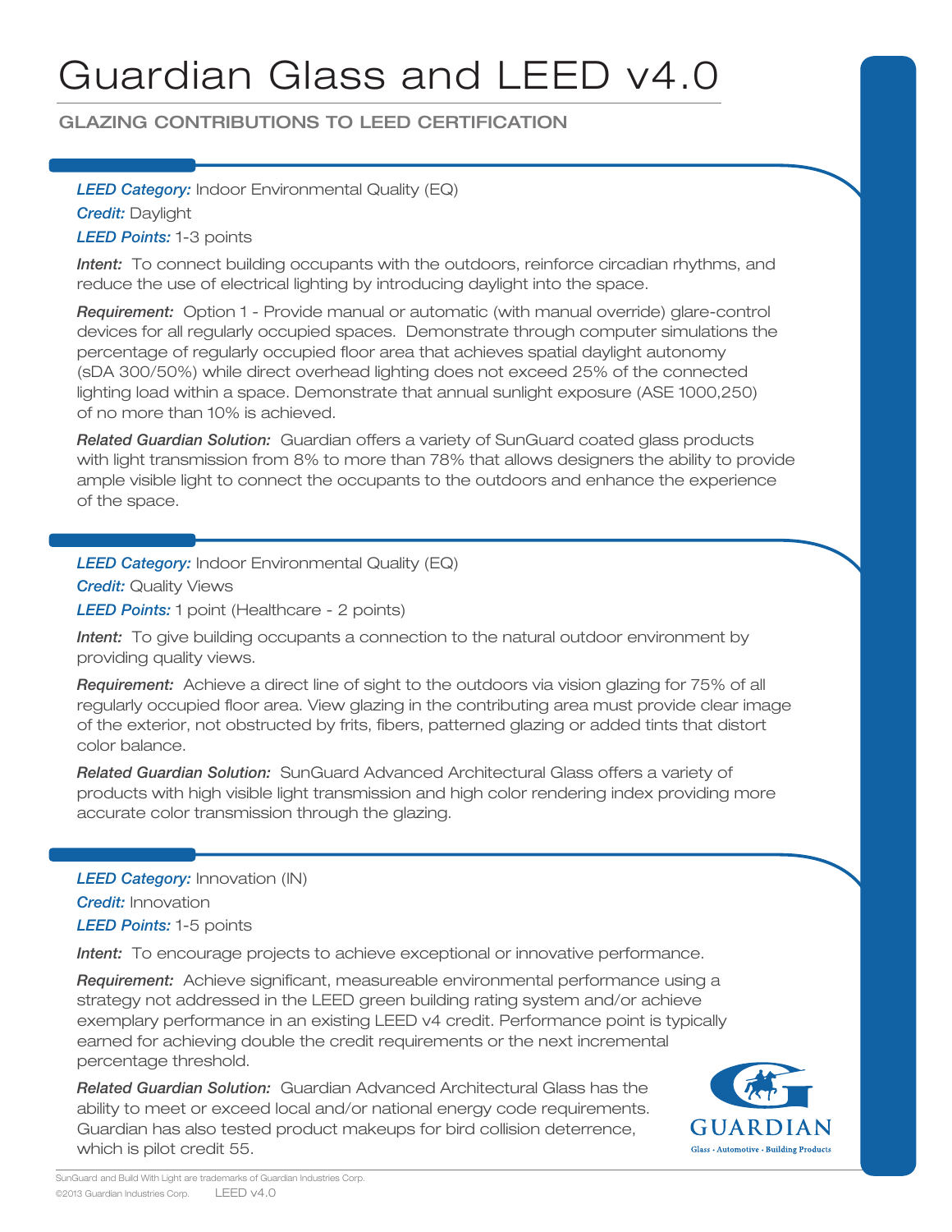# Guardian Glass and LEED v4.0

## GLAZING CONTRIBUTIONS TO LEED CERTIFICATION

***LEED Category:*** Indoor Environmental Quality (EQ)

***Credit:*** Daylight

***LEED Points:*** 1-3 points

***Intent:*** To connect building occupants with the outdoors, reinforce circadian rhythms, and reduce the use of electrical lighting by introducing daylight into the space.

***Requirement:*** Option 1 - Provide manual or automatic (with manual override) glare-control devices for all regularly occupied spaces. Demonstrate through computer simulations the percentage of regularly occupied floor area that achieves spatial daylight autonomy (sDA 300/50%) while direct overhead lighting does not exceed 25% of the connected lighting load within a space. Demonstrate that annual sunlight exposure (ASE 1000,250) of no more than 10% is achieved.

***Related Guardian Solution:*** Guardian offers a variety of SunGuard coated glass products with light transmission from 8% to more than 78% that allows designers the ability to provide ample visible light to connect the occupants to the outdoors and enhance the experience of the space.

***LEED Category:*** Indoor Environmental Quality (EQ)

***Credit:*** Quality Views

***LEED Points:*** 1 point (Healthcare - 2 points)

***Intent:*** To give building occupants a connection to the natural outdoor environment by providing quality views.

***Requirement:*** Achieve a direct line of sight to the outdoors via vision glazing for 75% of all regularly occupied floor area. View glazing in the contributing area must provide clear image of the exterior, not obstructed by frits, fibers, patterned glazing or added tints that distort color balance.

***Related Guardian Solution:*** SunGuard Advanced Architectural Glass offers a variety of products with high visible light transmission and high color rendering index providing more accurate color transmission through the glazing.

***LEED Category:*** Innovation (IN)

***Credit:*** Innovation

***LEED Points:*** 1-5 points

***Intent:*** To encourage projects to achieve exceptional or innovative performance.

***Requirement:*** Achieve significant, measureable environmental performance using a strategy not addressed in the LEED green building rating system and/or achieve exemplary performance in an existing LEED v4 credit. Performance point is typically earned for achieving double the credit requirements or the next incremental percentage threshold.

***Related Guardian Solution:*** Guardian Advanced Architectural Glass has the ability to meet or exceed local and/or national energy code requirements. Guardian has also tested product makeups for bird collision deterrence, which is pilot credit 55.

GUARDIAN
Glass • Automotive • Building Products

SunGuard and Build With Light are trademarks of Guardian Industries Corp.
©2013 Guardian Industries Corp. LEED v4.0